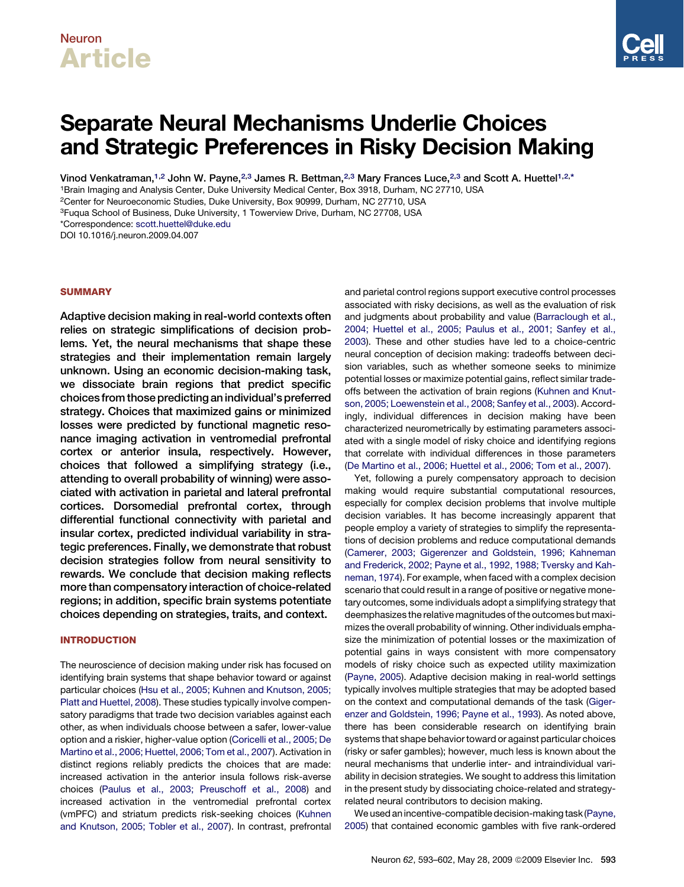Neuron

Article

# Separate Neural Mechanisms Underlie Choices and Strategic Preferences in Risky Decision Making

Vinod Venkatraman,[1,2] John W. Payne,[2,3] James R. Bettman,[2,3] Mary Frances Luce,[2,3] and Scott A. Huettel[1,2,*]

[1]Brain Imaging and Analysis Center, Duke University Medical Center, Box 3918, Durham, NC 27710, USA

[2]Center for Neuroeconomic Studies, Duke University, Box 90999, Durham, NC 27710, USA

[3]Fuqua School of Business, Duke University, 1 Towerview Drive, Durham, NC 27708, USA

*Correspondence: scott.huettel@duke.edu

DOI 10.1016/j.neuron.2009.04.007

## SUMMARY

**Adaptive decision making in real-world contexts often relies on strategic simplifications of decision problems. Yet, the neural mechanisms that shape these strategies and their implementation remain largely unknown. Using an economic decision-making task, we dissociate brain regions that predict specific choices from those predicting an individual's preferred strategy. Choices that maximized gains or minimized losses were predicted by functional magnetic resonance imaging activation in ventromedial prefrontal cortex or anterior insula, respectively. However, choices that followed a simplifying strategy (i.e., attending to overall probability of winning) were associated with activation in parietal and lateral prefrontal cortices. Dorsomedial prefrontal cortex, through differential functional connectivity with parietal and insular cortex, predicted individual variability in strategic preferences. Finally, we demonstrate that robust decision strategies follow from neural sensitivity to rewards. We conclude that decision making reflects more than compensatory interaction of choice-related regions; in addition, specific brain systems potentiate choices depending on strategies, traits, and context.**

## INTRODUCTION

The neuroscience of decision making under risk has focused on identifying brain systems that shape behavior toward or against particular choices (Hsu et al., 2005; Kuhnen and Knutson, 2005; Platt and Huettel, 2008). These studies typically involve compensatory paradigms that trade two decision variables against each other, as when individuals choose between a safer, lower-value option and a riskier, higher-value option (Coricelli et al., 2005; De Martino et al., 2006; Huettel, 2006; Tom et al., 2007). Activation in distinct regions reliably predicts the choices that are made: increased activation in the anterior insula follows risk-averse choices (Paulus et al., 2003; Preuschoff et al., 2008) and increased activation in the ventromedial prefrontal cortex (vmPFC) and striatum predicts risk-seeking choices (Kuhnen and Knutson, 2005; Tobler et al., 2007). In contrast, prefrontal and parietal control regions support executive control processes associated with risky decisions, as well as the evaluation of risk and judgments about probability and value (Barraclough et al., 2004; Huettel et al., 2005; Paulus et al., 2001; Sanfey et al., 2003). These and other studies have led to a choice-centric neural conception of decision making: tradeoffs between decision variables, such as whether someone seeks to minimize potential losses or maximize potential gains, reflect similar tradeoffs between the activation of brain regions (Kuhnen and Knutson, 2005; Loewenstein et al., 2008; Sanfey et al., 2003). Accordingly, individual differences in decision making have been characterized neurometrically by estimating parameters associated with a single model of risky choice and identifying regions that correlate with individual differences in those parameters (De Martino et al., 2006; Huettel et al., 2006; Tom et al., 2007).

Yet, following a purely compensatory approach to decision making would require substantial computational resources, especially for complex decision problems that involve multiple decision variables. It has become increasingly apparent that people employ a variety of strategies to simplify the representations of decision problems and reduce computational demands (Camerer, 2003; Gigerenzer and Goldstein, 1996; Kahneman and Frederick, 2002; Payne et al., 1992, 1988; Tversky and Kahneman, 1974). For example, when faced with a complex decision scenario that could result in a range of positive or negative monetary outcomes, some individuals adopt a simplifying strategy that deemphasizes the relative magnitudes of the outcomes but maximizes the overall probability of winning. Other individuals emphasize the minimization of potential losses or the maximization of potential gains in ways consistent with more compensatory models of risky choice such as expected utility maximization (Payne, 2005). Adaptive decision making in real-world settings typically involves multiple strategies that may be adopted based on the context and computational demands of the task (Gigerenzer and Goldstein, 1996; Payne et al., 1993). As noted above, there has been considerable research on identifying brain systems that shape behavior toward or against particular choices (risky or safer gambles); however, much less is known about the neural mechanisms that underlie inter- and intraindividual variability in decision strategies. We sought to address this limitation in the present study by dissociating choice-related and strategy-related neural contributors to decision making.

We used an incentive-compatible decision-making task (Payne, 2005) that contained economic gambles with five rank-ordered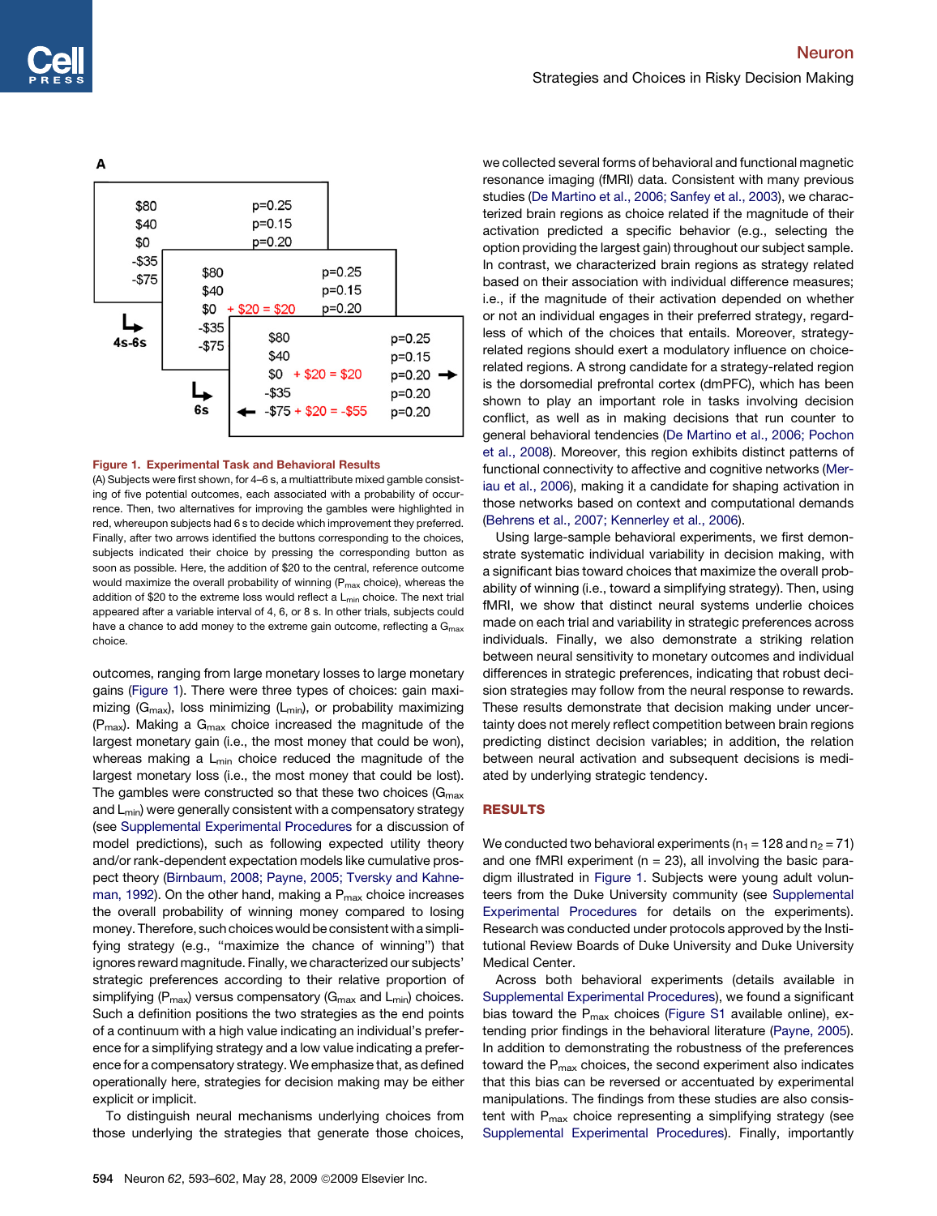**Figure 1. Experimental Task and Behavioral Results**

(A) Subjects were first shown, for 4–6 s, a multiattribute mixed gamble consisting of five potential outcomes, each associated with a probability of occurrence. Then, two alternatives for improving the gambles were highlighted in red, whereupon subjects had 6 s to decide which improvement they preferred. Finally, after two arrows identified the buttons corresponding to the choices, subjects indicated their choice by pressing the corresponding button as soon as possible. Here, the addition of $20 to the central, reference outcome would maximize the overall probability of winning ($P_{max}$ choice), whereas the addition of $20 to the extreme loss would reflect a $L_{min}$ choice. The next trial appeared after a variable interval of 4, 6, or 8 s. In other trials, subjects could have a chance to add money to the extreme gain outcome, reflecting a $G_{max}$ choice.

outcomes, ranging from large monetary losses to large monetary gains (Figure 1). There were three types of choices: gain maximizing ($G_{max}$), loss minimizing ($L_{min}$), or probability maximizing ($P_{max}$). Making a $G_{max}$ choice increased the magnitude of the largest monetary gain (i.e., the most money that could be won), whereas making a $L_{min}$ choice reduced the magnitude of the largest monetary loss (i.e., the most money that could be lost). The gambles were constructed so that these two choices ($G_{max}$ and $L_{min}$) were generally consistent with a compensatory strategy (see Supplemental Experimental Procedures for a discussion of model predictions), such as following expected utility theory and/or rank-dependent expectation models like cumulative prospect theory (Birnbaum, 2008; Payne, 2005; Tversky and Kahneman, 1992). On the other hand, making a $P_{max}$ choice increases the overall probability of winning money compared to losing money. Therefore, such choices would be consistent with a simplifying strategy (e.g., "maximize the chance of winning") that ignores reward magnitude. Finally, we characterized our subjects' strategic preferences according to their relative proportion of simplifying ($P_{max}$) versus compensatory ($G_{max}$ and $L_{min}$) choices. Such a definition positions the two strategies as the end points of a continuum with a high value indicating an individual's preference for a simplifying strategy and a low value indicating a preference for a compensatory strategy. We emphasize that, as defined operationally here, strategies for decision making may be either explicit or implicit.

To distinguish neural mechanisms underlying choices from those underlying the strategies that generate those choices, we collected several forms of behavioral and functional magnetic resonance imaging (fMRI) data. Consistent with many previous studies (De Martino et al., 2006; Sanfey et al., 2003), we characterized brain regions as choice related if the magnitude of their activation predicted a specific behavior (e.g., selecting the option providing the largest gain) throughout our subject sample. In contrast, we characterized brain regions as strategy related based on their association with individual difference measures; i.e., if the magnitude of their activation depended on whether or not an individual engages in their preferred strategy, regardless of which of the choices that entails. Moreover, strategy-related regions should exert a modulatory influence on choice-related regions. A strong candidate for a strategy-related region is the dorsomedial prefrontal cortex (dmPFC), which has been shown to play an important role in tasks involving decision conflict, as well as in making decisions that run counter to general behavioral tendencies (De Martino et al., 2006; Pochon et al., 2008). Moreover, this region exhibits distinct patterns of functional connectivity to affective and cognitive networks (Meriau et al., 2006), making it a candidate for shaping activation in those networks based on context and computational demands (Behrens et al., 2007; Kennerley et al., 2006).

Using large-sample behavioral experiments, we first demonstrate systematic individual variability in decision making, with a significant bias toward choices that maximize the overall probability of winning (i.e., toward a simplifying strategy). Then, using fMRI, we show that distinct neural systems underlie choices made on each trial and variability in strategic preferences across individuals. Finally, we also demonstrate a striking relation between neural sensitivity to monetary outcomes and individual differences in strategic preferences, indicating that robust decision strategies may follow from the neural response to rewards. These results demonstrate that decision making under uncertainty does not merely reflect competition between brain regions predicting distinct decision variables; in addition, the relation between neural activation and subsequent decisions is mediated by underlying strategic tendency.

## RESULTS

We conducted two behavioral experiments ($n_1 = 128$ and $n_2 = 71$) and one fMRI experiment ($n = 23$), all involving the basic paradigm illustrated in Figure 1. Subjects were young adult volunteers from the Duke University community (see Supplemental Experimental Procedures for details on the experiments). Research was conducted under protocols approved by the Institutional Review Boards of Duke University and Duke University Medical Center.

Across both behavioral experiments (details available in Supplemental Experimental Procedures), we found a significant bias toward the $P_{max}$ choices (Figure S1 available online), extending prior findings in the behavioral literature (Payne, 2005). In addition to demonstrating the robustness of the preferences toward the $P_{max}$ choices, the second experiment also indicates that this bias can be reversed or accentuated by experimental manipulations. The findings from these studies are also consistent with $P_{max}$ choice representing a simplifying strategy (see Supplemental Experimental Procedures). Finally, importantly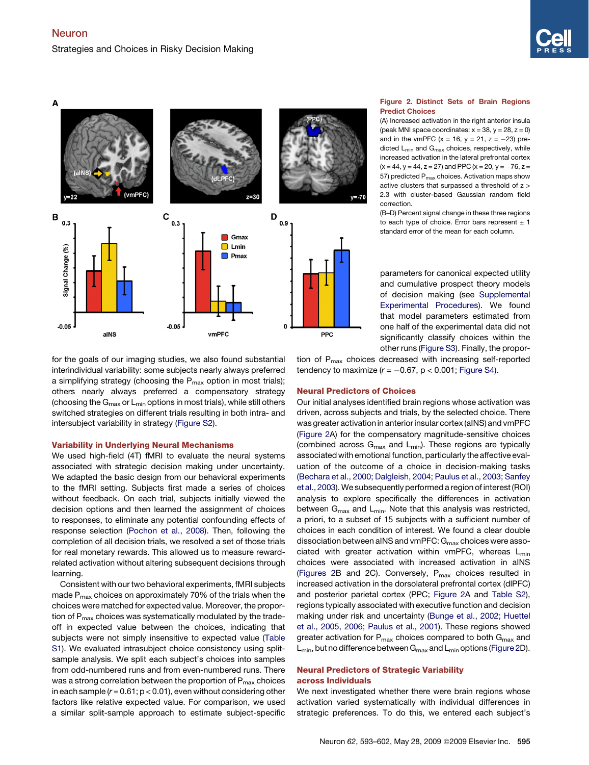**Figure 2. Distinct Sets of Brain Regions Predict Choices**

(A) Increased activation in the right anterior insula (peak MNI space coordinates: x = 38, y = 28, z = 0) and in the vmPFC (x = 16, y = 21, z = −23) predicted $L_{min}$ and $G_{max}$ choices, respectively, while increased activation in the lateral prefrontal cortex (x = 44, y = 44, z = 27) and PPC (x = 20, y = −76, z = 57) predicted $P_{max}$ choices. Activation maps show active clusters that surpassed a threshold of z > 2.3 with cluster-based Gaussian random field correction.

(B–D) Percent signal change in these three regions to each type of choice. Error bars represent ± 1 standard error of the mean for each column.

for the goals of our imaging studies, we also found substantial interindividual variability: some subjects nearly always preferred a simplifying strategy (choosing the $P_{max}$ option in most trials); others nearly always preferred a compensatory strategy (choosing the $G_{max}$ or $L_{min}$ options in most trials), while still others switched strategies on different trials resulting in both intra- and intersubject variability in strategy (Figure S2).

### Variability in Underlying Neural Mechanisms

We used high-field (4T) fMRI to evaluate the neural systems associated with strategic decision making under uncertainty. We adapted the basic design from our behavioral experiments to the fMRI setting. Subjects first made a series of choices without feedback. On each trial, subjects initially viewed the decision options and then learned the assignment of choices to responses, to eliminate any potential confounding effects of response selection (Pochon et al., 2008). Then, following the completion of all decision trials, we resolved a set of those trials for real monetary rewards. This allowed us to measure reward-related activation without altering subsequent decisions through learning.

Consistent with our two behavioral experiments, fMRI subjects made $P_{max}$ choices on approximately 70% of the trials when the choices were matched for expected value. Moreover, the proportion of $P_{max}$ choices was systematically modulated by the trade-off in expected value between the choices, indicating that subjects were not simply insensitive to expected value (Table S1). We evaluated intrasubject choice consistency using split-sample analysis. We split each subject's choices into samples from odd-numbered runs and from even-numbered runs. There was a strong correlation between the proportion of $P_{max}$ choices in each sample ($r = 0.61$; $p < 0.01$), even without considering other factors like relative expected value. For comparison, we used a similar split-sample approach to estimate subject-specific parameters for canonical expected utility and cumulative prospect theory models of decision making (see Supplemental Experimental Procedures). We found that model parameters estimated from one half of the experimental data did not significantly classify choices within the other runs (Figure S3). Finally, the proportion of $P_{max}$ choices decreased with increasing self-reported tendency to maximize ($r = -0.67$, $p < 0.001$; Figure S4).

### Neural Predictors of Choices

Our initial analyses identified brain regions whose activation was driven, across subjects and trials, by the selected choice. There was greater activation in anterior insular cortex (aINS) and vmPFC (Figure 2A) for the compensatory magnitude-sensitive choices (combined across $G_{max}$ and $L_{min}$). These regions are typically associated with emotional function, particularly the affective evaluation of the outcome of a choice in decision-making tasks (Bechara et al., 2000; Dalgleish, 2004; Paulus et al., 2003; Sanfey et al., 2003). We subsequently performed a region of interest (ROI) analysis to explore specifically the differences in activation between $G_{max}$ and $L_{min}$. Note that this analysis was restricted, a priori, to a subset of 15 subjects with a sufficient number of choices in each condition of interest. We found a clear double dissociation between aINS and vmPFC: $G_{max}$ choices were associated with greater activation within vmPFC, whereas $L_{min}$ choices were associated with increased activation in aINS (Figures 2B and 2C). Conversely, $P_{max}$ choices resulted in increased activation in the dorsolateral prefrontal cortex (dlPFC) and posterior parietal cortex (PPC; Figure 2A and Table S2), regions typically associated with executive function and decision making under risk and uncertainty (Bunge et al., 2002; Huettel et al., 2005, 2006; Paulus et al., 2001). These regions showed greater activation for $P_{max}$ choices compared to both $G_{max}$ and $L_{min}$, but no difference between $G_{max}$ and $L_{min}$ options (Figure 2D).

### Neural Predictors of Strategic Variability across Individuals

We next investigated whether there were brain regions whose activation varied systematically with individual differences in strategic preferences. To do this, we entered each subject's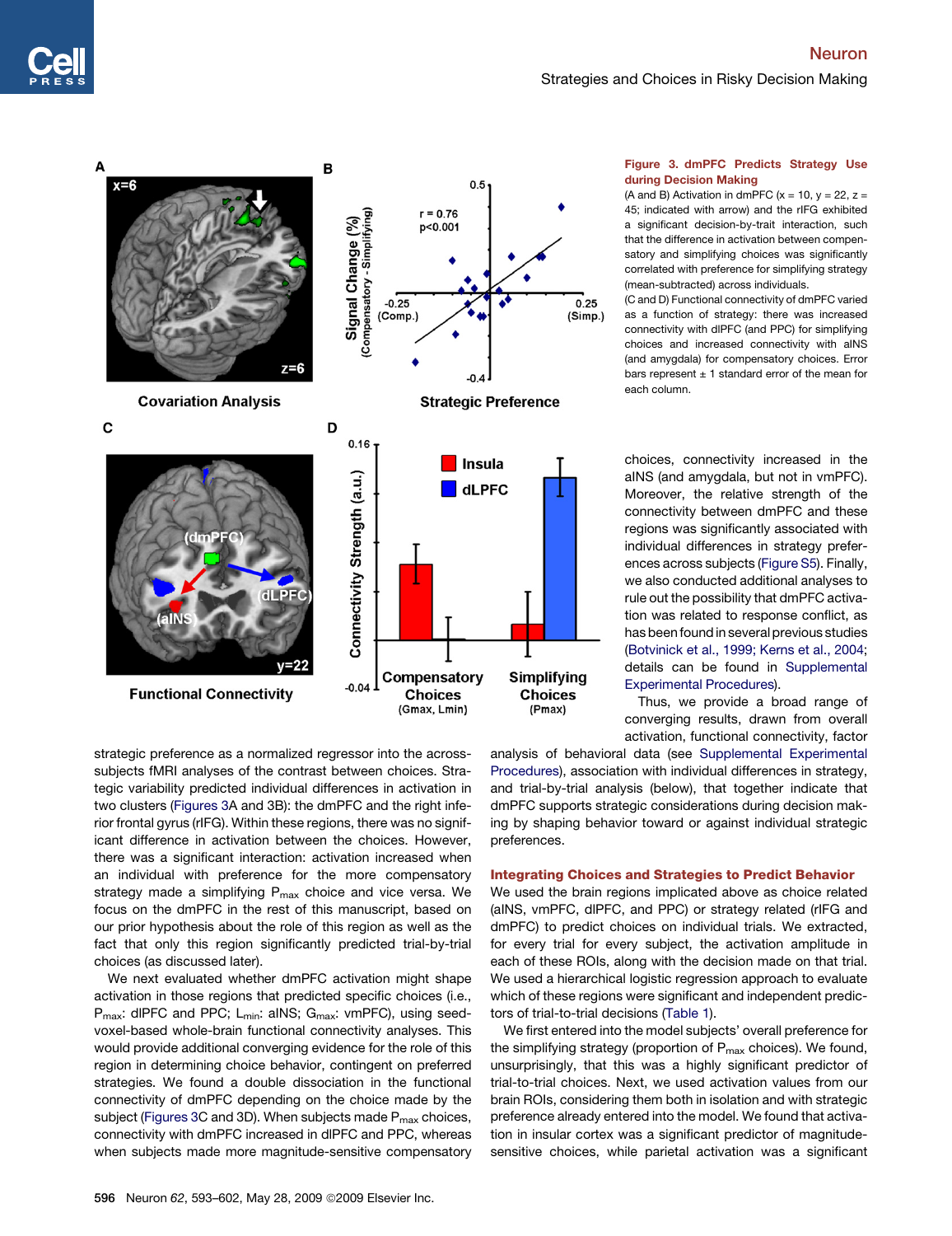**Figure 3. dmPFC Predicts Strategy Use during Decision Making**

(A and B) Activation in dmPFC (x = 10, y = 22, z = 45; indicated with arrow) and the rIFG exhibited a significant decision-by-trait interaction, such that the difference in activation between compensatory and simplifying choices was significantly correlated with preference for simplifying strategy (mean-subtracted) across individuals.

(C and D) Functional connectivity of dmPFC varied as a function of strategy: there was increased connectivity with dlPFC (and PPC) for simplifying choices and increased connectivity with aINS (and amygdala) for compensatory choices. Error bars represent ± 1 standard error of the mean for each column.

strategic preference as a normalized regressor into the across-subjects fMRI analyses of the contrast between choices. Strategic variability predicted individual differences in activation in two clusters (Figures 3A and 3B): the dmPFC and the right inferior frontal gyrus (rIFG). Within these regions, there was no significant difference in activation between the choices. However, there was a significant interaction: activation increased when an individual with preference for the more compensatory strategy made a simplifying $P_{max}$ choice and vice versa. We focus on the dmPFC in the rest of this manuscript, based on our prior hypothesis about the role of this region as well as the fact that only this region significantly predicted trial-by-trial choices (as discussed later).

We next evaluated whether dmPFC activation might shape activation in those regions that predicted specific choices (i.e., $P_{max}$: dlPFC and PPC; $L_{min}$: aINS; $G_{max}$: vmPFC), using seed-voxel-based whole-brain functional connectivity analyses. This would provide additional converging evidence for the role of this region in determining choice behavior, contingent on preferred strategies. We found a double dissociation in the functional connectivity of dmPFC depending on the choice made by the subject (Figures 3C and 3D). When subjects made $P_{max}$ choices, connectivity with dmPFC increased in dlPFC and PPC, whereas when subjects made more magnitude-sensitive compensatory choices, connectivity increased in the aINS (and amygdala, but not in vmPFC). Moreover, the relative strength of the connectivity between dmPFC and these regions was significantly associated with individual differences in strategy preferences across subjects (Figure S5). Finally, we also conducted additional analyses to rule out the possibility that dmPFC activation was related to response conflict, as has been found in several previous studies (Botvinick et al., 1999; Kerns et al., 2004; details can be found in Supplemental Experimental Procedures).

Thus, we provide a broad range of converging results, drawn from overall activation, functional connectivity, factor analysis of behavioral data (see Supplemental Experimental Procedures), association with individual differences in strategy, and trial-by-trial analysis (below), that together indicate that dmPFC supports strategic considerations during decision making by shaping behavior toward or against individual strategic preferences.

### Integrating Choices and Strategies to Predict Behavior

We used the brain regions implicated above as choice related (aINS, vmPFC, dlPFC, and PPC) or strategy related (rIFG and dmPFC) to predict choices on individual trials. We extracted, for every trial for every subject, the activation amplitude in each of these ROIs, along with the decision made on that trial. We used a hierarchical logistic regression approach to evaluate which of these regions were significant and independent predictors of trial-to-trial decisions (Table 1).

We first entered into the model subjects' overall preference for the simplifying strategy (proportion of $P_{max}$ choices). We found, unsurprisingly, that this was a highly significant predictor of trial-to-trial choices. Next, we used activation values from our brain ROIs, considering them both in isolation and with strategic preference already entered into the model. We found that activation in insular cortex was a significant predictor of magnitude-sensitive choices, while parietal activation was a significant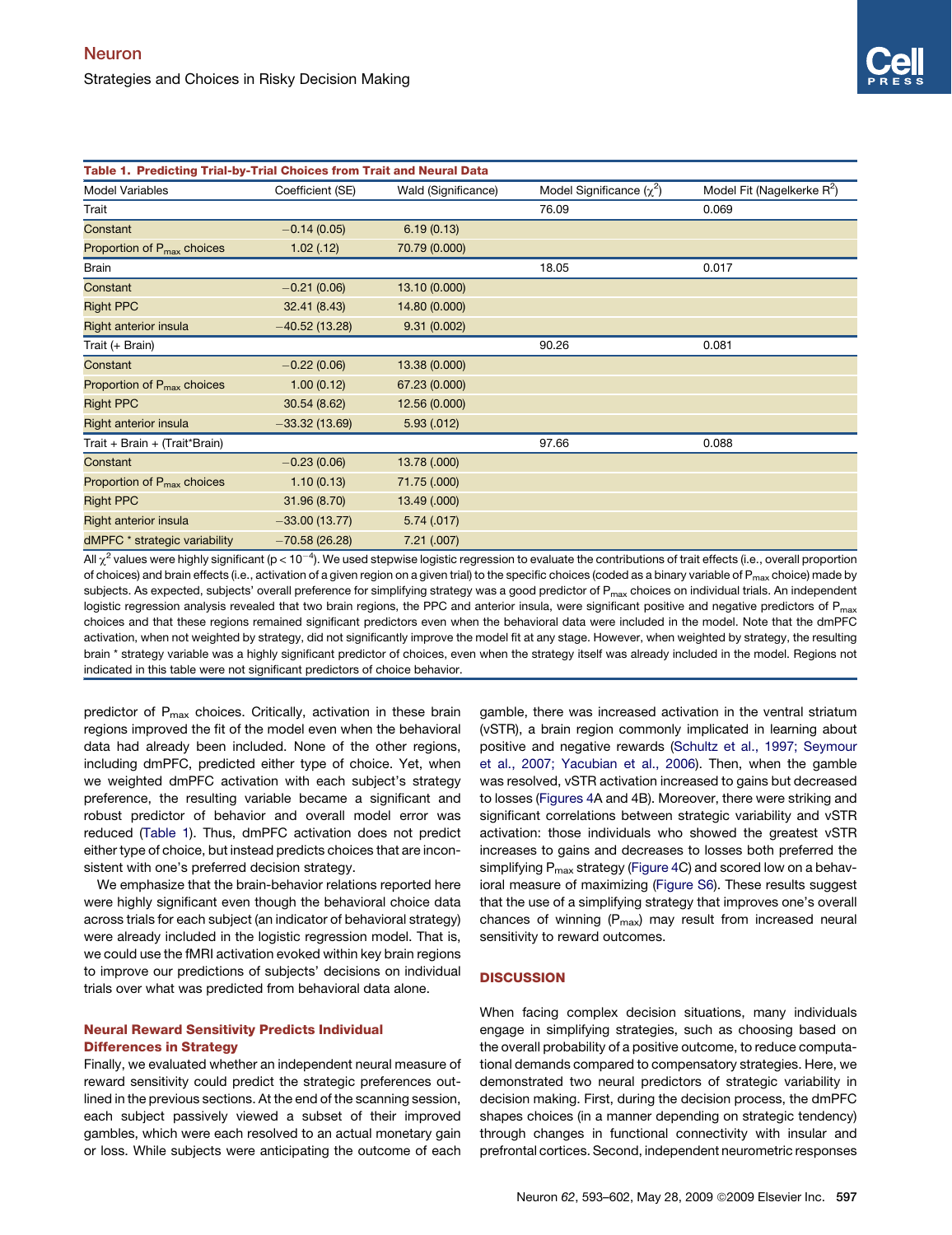**Table 1. Predicting Trial-by-Trial Choices from Trait and Neural Data**

| Model Variables | Coefficient (SE) | Wald (Significance) | Model Significance ($\chi^2$) | Model Fit (Nagelkerke $R^2$) |
|---|---|---|---|---|
| Trait | | | 76.09 | 0.069 |
| Constant | −0.14 (0.05) | 6.19 (0.13) | | |
| Proportion of $P_{max}$ choices | 1.02 (.12) | 70.79 (0.000) | | |
| Brain | | | 18.05 | 0.017 |
| Constant | −0.21 (0.06) | 13.10 (0.000) | | |
| Right PPC | 32.41 (8.43) | 14.80 (0.000) | | |
| Right anterior insula | −40.52 (13.28) | 9.31 (0.002) | | |
| Trait (+ Brain) | | | 90.26 | 0.081 |
| Constant | −0.22 (0.06) | 13.38 (0.000) | | |
| Proportion of $P_{max}$ choices | 1.00 (0.12) | 67.23 (0.000) | | |
| Right PPC | 30.54 (8.62) | 12.56 (0.000) | | |
| Right anterior insula | −33.32 (13.69) | 5.93 (.012) | | |
| Trait + Brain + (Trait*Brain) | | | 97.66 | 0.088 |
| Constant | −0.23 (0.06) | 13.78 (.000) | | |
| Proportion of $P_{max}$ choices | 1.10 (0.13) | 71.75 (.000) | | |
| Right PPC | 31.96 (8.70) | 13.49 (.000) | | |
| Right anterior insula | −33.00 (13.77) | 5.74 (.017) | | |
| dMPFC * strategic variability | −70.58 (26.28) | 7.21 (.007) | | |

All $\chi^2$ values were highly significant ($p < 10^{-4}$). We used stepwise logistic regression to evaluate the contributions of trait effects (i.e., overall proportion of choices) and brain effects (i.e., activation of a given region on a given trial) to the specific choices (coded as a binary variable of $P_{max}$ choice) made by subjects. As expected, subjects' overall preference for simplifying strategy was a good predictor of $P_{max}$ choices on individual trials. An independent logistic regression analysis revealed that two brain regions, the PPC and anterior insula, were significant positive and negative predictors of $P_{max}$ choices and that these regions remained significant predictors even when the behavioral data were included in the model. Note that the dmPFC activation, when not weighted by strategy, did not significantly improve the model fit at any stage. However, when weighted by strategy, the resulting brain * strategy variable was a highly significant predictor of choices, even when the strategy itself was already included in the model. Regions not indicated in this table were not significant predictors of choice behavior.

predictor of $P_{max}$ choices. Critically, activation in these brain regions improved the fit of the model even when the behavioral data had already been included. None of the other regions, including dmPFC, predicted either type of choice. Yet, when we weighted dmPFC activation with each subject's strategy preference, the resulting variable became a significant and robust predictor of behavior and overall model error was reduced (Table 1). Thus, dmPFC activation does not predict either type of choice, but instead predicts choices that are inconsistent with one's preferred decision strategy.

We emphasize that the brain-behavior relations reported here were highly significant even though the behavioral choice data across trials for each subject (an indicator of behavioral strategy) were already included in the logistic regression model. That is, we could use the fMRI activation evoked within key brain regions to improve our predictions of subjects' decisions on individual trials over what was predicted from behavioral data alone.

### Neural Reward Sensitivity Predicts Individual Differences in Strategy

Finally, we evaluated whether an independent neural measure of reward sensitivity could predict the strategic preferences outlined in the previous sections. At the end of the scanning session, each subject passively viewed a subset of their improved gambles, which were each resolved to an actual monetary gain or loss. While subjects were anticipating the outcome of each gamble, there was increased activation in the ventral striatum (vSTR), a brain region commonly implicated in learning about positive and negative rewards (Schultz et al., 1997; Seymour et al., 2007; Yacubian et al., 2006). Then, when the gamble was resolved, vSTR activation increased to gains but decreased to losses (Figures 4A and 4B). Moreover, there were striking and significant correlations between strategic variability and vSTR activation: those individuals who showed the greatest vSTR increases to gains and decreases to losses both preferred the simplifying $P_{max}$ strategy (Figure 4C) and scored low on a behavioral measure of maximizing (Figure S6). These results suggest that the use of a simplifying strategy that improves one's overall chances of winning ($P_{max}$) may result from increased neural sensitivity to reward outcomes.

## DISCUSSION

When facing complex decision situations, many individuals engage in simplifying strategies, such as choosing based on the overall probability of a positive outcome, to reduce computational demands compared to compensatory strategies. Here, we demonstrated two neural predictors of strategic variability in decision making. First, during the decision process, the dmPFC shapes choices (in a manner depending on strategic tendency) through changes in functional connectivity with insular and prefrontal cortices. Second, independent neurometric responses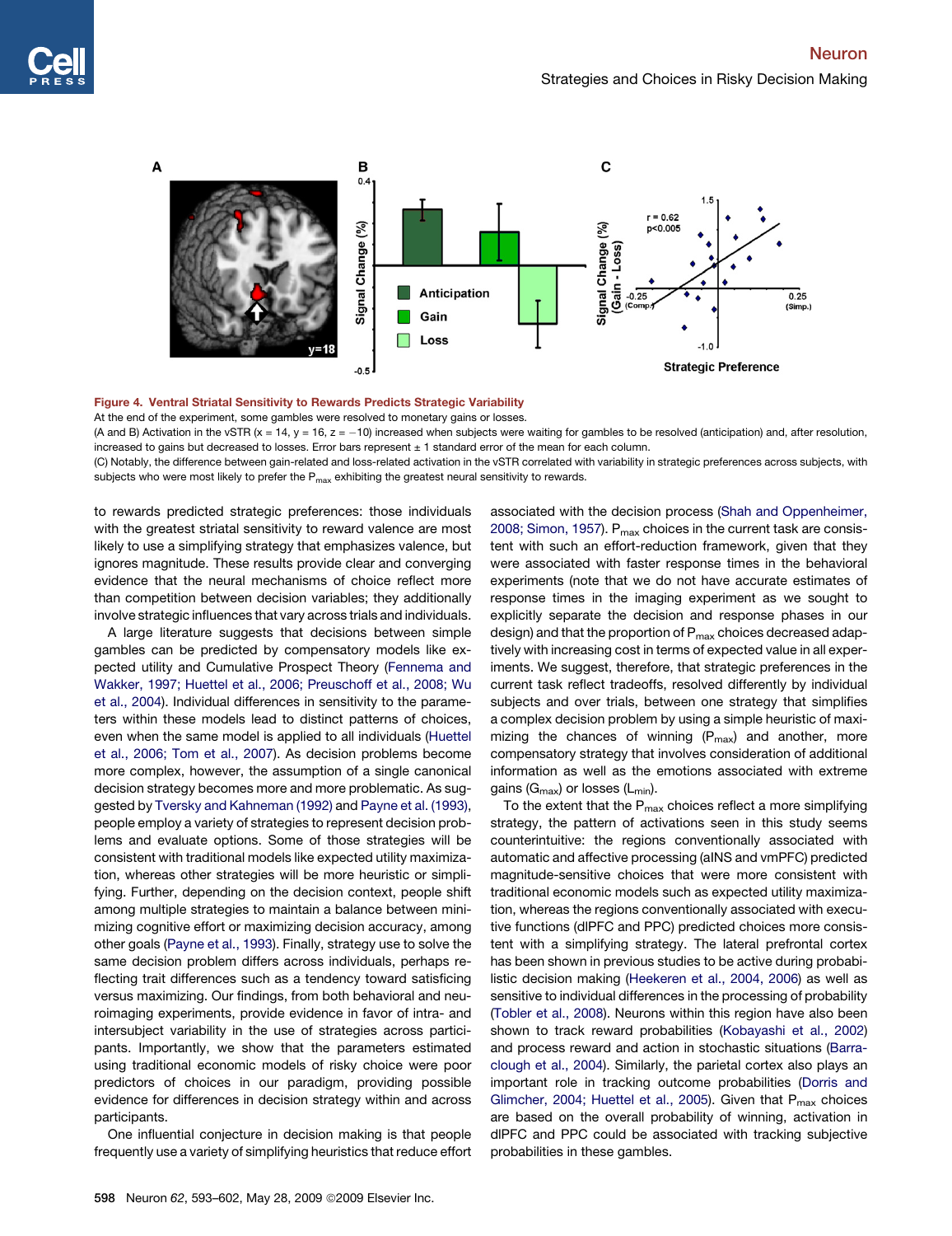**Figure 4. Ventral Striatal Sensitivity to Rewards Predicts Strategic Variability**

At the end of the experiment, some gambles were resolved to monetary gains or losses.

(A and B) Activation in the vSTR (x = 14, y = 16, z = −10) increased when subjects were waiting for gambles to be resolved (anticipation) and, after resolution, increased to gains but decreased to losses. Error bars represent ± 1 standard error of the mean for each column.

(C) Notably, the difference between gain-related and loss-related activation in the vSTR correlated with variability in strategic preferences across subjects, with subjects who were most likely to prefer the $P_{max}$ exhibiting the greatest neural sensitivity to rewards.

to rewards predicted strategic preferences: those individuals with the greatest striatal sensitivity to reward valence are most likely to use a simplifying strategy that emphasizes valence, but ignores magnitude. These results provide clear and converging evidence that the neural mechanisms of choice reflect more than competition between decision variables; they additionally involve strategic influences that vary across trials and individuals.

A large literature suggests that decisions between simple gambles can be predicted by compensatory models like expected utility and Cumulative Prospect Theory (Fennema and Wakker, 1997; Huettel et al., 2006; Preuschoff et al., 2008; Wu et al., 2004). Individual differences in sensitivity to the parameters within these models lead to distinct patterns of choices, even when the same model is applied to all individuals (Huettel et al., 2006; Tom et al., 2007). As decision problems become more complex, however, the assumption of a single canonical decision strategy becomes more and more problematic. As suggested by Tversky and Kahneman (1992) and Payne et al. (1993), people employ a variety of strategies to represent decision problems and evaluate options. Some of those strategies will be consistent with traditional models like expected utility maximization, whereas other strategies will be more heuristic or simplifying. Further, depending on the decision context, people shift among multiple strategies to maintain a balance between minimizing cognitive effort or maximizing decision accuracy, among other goals (Payne et al., 1993). Finally, strategy use to solve the same decision problem differs across individuals, perhaps reflecting trait differences such as a tendency toward satisficing versus maximizing. Our findings, from both behavioral and neuroimaging experiments, provide evidence in favor of intra- and intersubject variability in the use of strategies across participants. Importantly, we show that the parameters estimated using traditional economic models of risky choice were poor predictors of choices in our paradigm, providing possible evidence for differences in decision strategy within and across participants.

One influential conjecture in decision making is that people frequently use a variety of simplifying heuristics that reduce effort associated with the decision process (Shah and Oppenheimer, 2008; Simon, 1957). $P_{max}$ choices in the current task are consistent with such an effort-reduction framework, given that they were associated with faster response times in the behavioral experiments (note that we do not have accurate estimates of response times in the imaging experiment as we sought to explicitly separate the decision and response phases in our design) and that the proportion of $P_{max}$ choices decreased adaptively with increasing cost in terms of expected value in all experiments. We suggest, therefore, that strategic preferences in the current task reflect tradeoffs, resolved differently by individual subjects and over trials, between one strategy that simplifies a complex decision problem by using a simple heuristic of maximizing the chances of winning ($P_{max}$) and another, more compensatory strategy that involves consideration of additional information as well as the emotions associated with extreme gains ($G_{max}$) or losses ($L_{min}$).

To the extent that the $P_{max}$ choices reflect a more simplifying strategy, the pattern of activations seen in this study seems counterintuitive: the regions conventionally associated with automatic and affective processing (aINS and vmPFC) predicted magnitude-sensitive choices that were more consistent with traditional economic models such as expected utility maximization, whereas the regions conventionally associated with executive functions (dlPFC and PPC) predicted choices more consistent with a simplifying strategy. The lateral prefrontal cortex has been shown in previous studies to be active during probabilistic decision making (Heekeren et al., 2004, 2006) as well as sensitive to individual differences in the processing of probability (Tobler et al., 2008). Neurons within this region have also been shown to track reward probabilities (Kobayashi et al., 2002) and process reward and action in stochastic situations (Barraclough et al., 2004). Similarly, the parietal cortex also plays an important role in tracking outcome probabilities (Dorris and Glimcher, 2004; Huettel et al., 2005). Given that $P_{max}$ choices are based on the overall probability of winning, activation in dlPFC and PPC could be associated with tracking subjective probabilities in these gambles.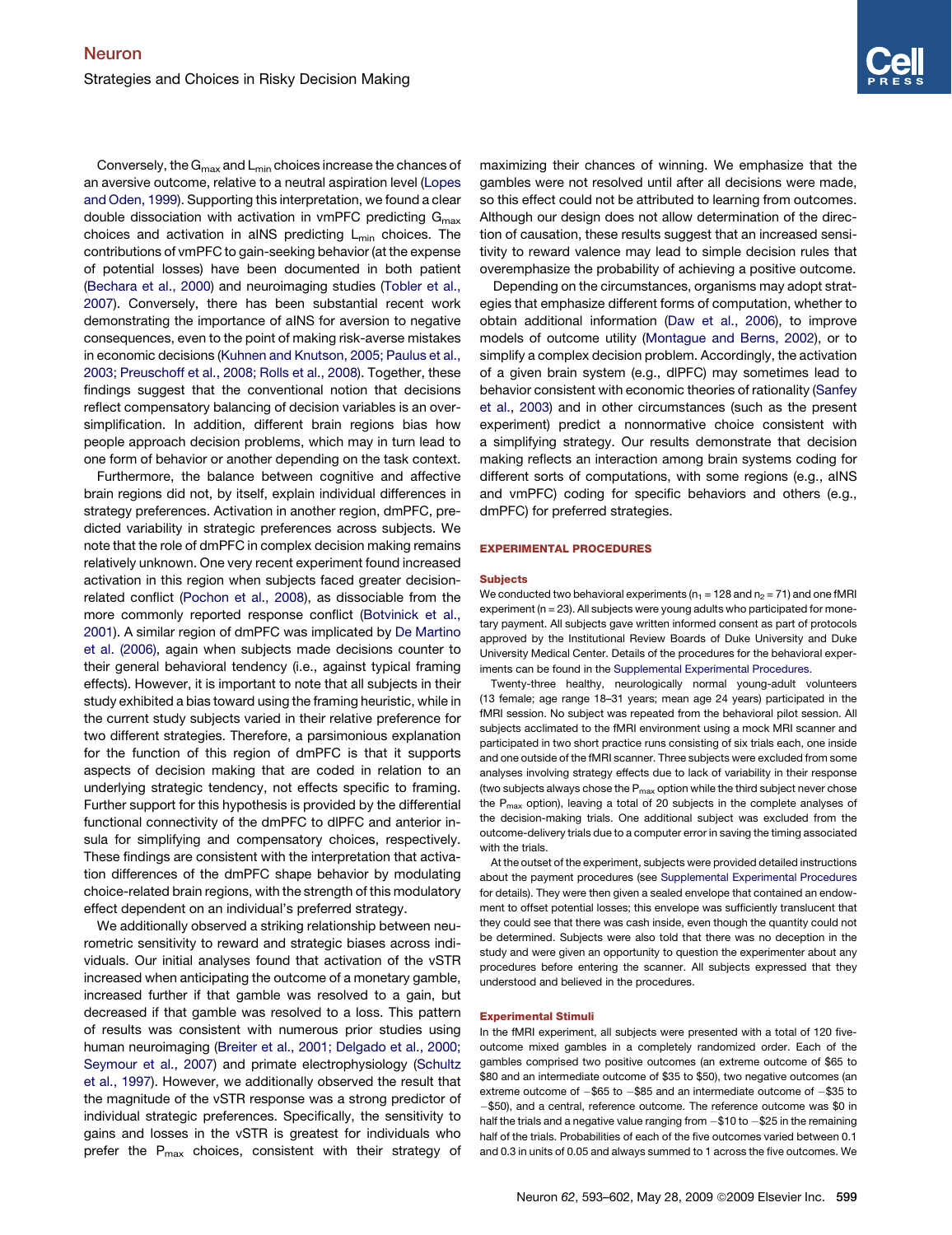Conversely, the $G_{max}$ and $L_{min}$ choices increase the chances of an aversive outcome, relative to a neutral aspiration level (Lopes and Oden, 1999). Supporting this interpretation, we found a clear double dissociation with activation in vmPFC predicting $G_{max}$ choices and activation in aINS predicting $L_{min}$ choices. The contributions of vmPFC to gain-seeking behavior (at the expense of potential losses) have been documented in both patient (Bechara et al., 2000) and neuroimaging studies (Tobler et al., 2007). Conversely, there has been substantial recent work demonstrating the importance of aINS for aversion to negative consequences, even to the point of making risk-averse mistakes in economic decisions (Kuhnen and Knutson, 2005; Paulus et al., 2003; Preuschoff et al., 2008; Rolls et al., 2008). Together, these findings suggest that the conventional notion that decisions reflect compensatory balancing of decision variables is an oversimplification. In addition, different brain regions bias how people approach decision problems, which may in turn lead to one form of behavior or another depending on the task context.

Furthermore, the balance between cognitive and affective brain regions did not, by itself, explain individual differences in strategy preferences. Activation in another region, dmPFC, predicted variability in strategic preferences across subjects. We note that the role of dmPFC in complex decision making remains relatively unknown. One very recent experiment found increased activation in this region when subjects faced greater decision-related conflict (Pochon et al., 2008), as dissociable from the more commonly reported response conflict (Botvinick et al., 2001). A similar region of dmPFC was implicated by De Martino et al. (2006), again when subjects made decisions counter to their general behavioral tendency (i.e., against typical framing effects). However, it is important to note that all subjects in their study exhibited a bias toward using the framing heuristic, while in the current study subjects varied in their relative preference for two different strategies. Therefore, a parsimonious explanation for the function of this region of dmPFC is that it supports aspects of decision making that are coded in relation to an underlying strategic tendency, not effects specific to framing. Further support for this hypothesis is provided by the differential functional connectivity of the dmPFC to dlPFC and anterior insula for simplifying and compensatory choices, respectively. These findings are consistent with the interpretation that activation differences of the dmPFC shape behavior by modulating choice-related brain regions, with the strength of this modulatory effect dependent on an individual's preferred strategy.

We additionally observed a striking relationship between neurometric sensitivity to reward and strategic biases across individuals. Our initial analyses found that activation of the vSTR increased when anticipating the outcome of a monetary gamble, increased further if that gamble was resolved to a gain, but decreased if that gamble was resolved to a loss. This pattern of results was consistent with numerous prior studies using human neuroimaging (Breiter et al., 2001; Delgado et al., 2000; Seymour et al., 2007) and primate electrophysiology (Schultz et al., 1997). However, we additionally observed the result that the magnitude of the vSTR response was a strong predictor of individual strategic preferences. Specifically, the sensitivity to gains and losses in the vSTR is greatest for individuals who prefer the $P_{max}$ choices, consistent with their strategy of maximizing their chances of winning. We emphasize that the gambles were not resolved until after all decisions were made, so this effect could not be attributed to learning from outcomes. Although our design does not allow determination of the direction of causation, these results suggest that an increased sensitivity to reward valence may lead to simple decision rules that overemphasize the probability of achieving a positive outcome.

Depending on the circumstances, organisms may adopt strategies that emphasize different forms of computation, whether to obtain additional information (Daw et al., 2006), to improve models of outcome utility (Montague and Berns, 2002), or to simplify a complex decision problem. Accordingly, the activation of a given brain system (e.g., dlPFC) may sometimes lead to behavior consistent with economic theories of rationality (Sanfey et al., 2003) and in other circumstances (such as the present experiment) predict a nonnormative choice consistent with a simplifying strategy. Our results demonstrate that decision making reflects an interaction among brain systems coding for different sorts of computations, with some regions (e.g., aINS and vmPFC) coding for specific behaviors and others (e.g., dmPFC) for preferred strategies.

## EXPERIMENTAL PROCEDURES

### Subjects

We conducted two behavioral experiments ($n_1 = 128$ and $n_2 = 71$) and one fMRI experiment ($n = 23$). All subjects were young adults who participated for monetary payment. All subjects gave written informed consent as part of protocols approved by the Institutional Review Boards of Duke University and Duke University Medical Center. Details of the procedures for the behavioral experiments can be found in the Supplemental Experimental Procedures.

Twenty-three healthy, neurologically normal young-adult volunteers (13 female; age range 18–31 years; mean age 24 years) participated in the fMRI session. No subject was repeated from the behavioral pilot session. All subjects acclimated to the fMRI environment using a mock MRI scanner and participated in two short practice runs consisting of six trials each, one inside and one outside of the fMRI scanner. Three subjects were excluded from some analyses involving strategy effects due to lack of variability in their response (two subjects always chose the $P_{max}$ option while the third subject never chose the $P_{max}$ option), leaving a total of 20 subjects in the complete analyses of the decision-making trials. One additional subject was excluded from the outcome-delivery trials due to a computer error in saving the timing associated with the trials.

At the outset of the experiment, subjects were provided detailed instructions about the payment procedures (see Supplemental Experimental Procedures for details). They were then given a sealed envelope that contained an endowment to offset potential losses; this envelope was sufficiently translucent that they could see that there was cash inside, even though the quantity could not be determined. Subjects were also told that there was no deception in the study and were given an opportunity to question the experimenter about any procedures before entering the scanner. All subjects expressed that they understood and believed in the procedures.

### Experimental Stimuli

In the fMRI experiment, all subjects were presented with a total of 120 five-outcome mixed gambles in a completely randomized order. Each of the gambles comprised two positive outcomes (an extreme outcome of \$65 to \$80 and an intermediate outcome of \$35 to \$50), two negative outcomes (an extreme outcome of −\$65 to −\$85 and an intermediate outcome of −\$35 to −\$50), and a central, reference outcome. The reference outcome was \$0 in half the trials and a negative value ranging from −\$10 to −\$25 in the remaining half of the trials. Probabilities of each of the five outcomes varied between 0.1 and 0.3 in units of 0.05 and always summed to 1 across the five outcomes. We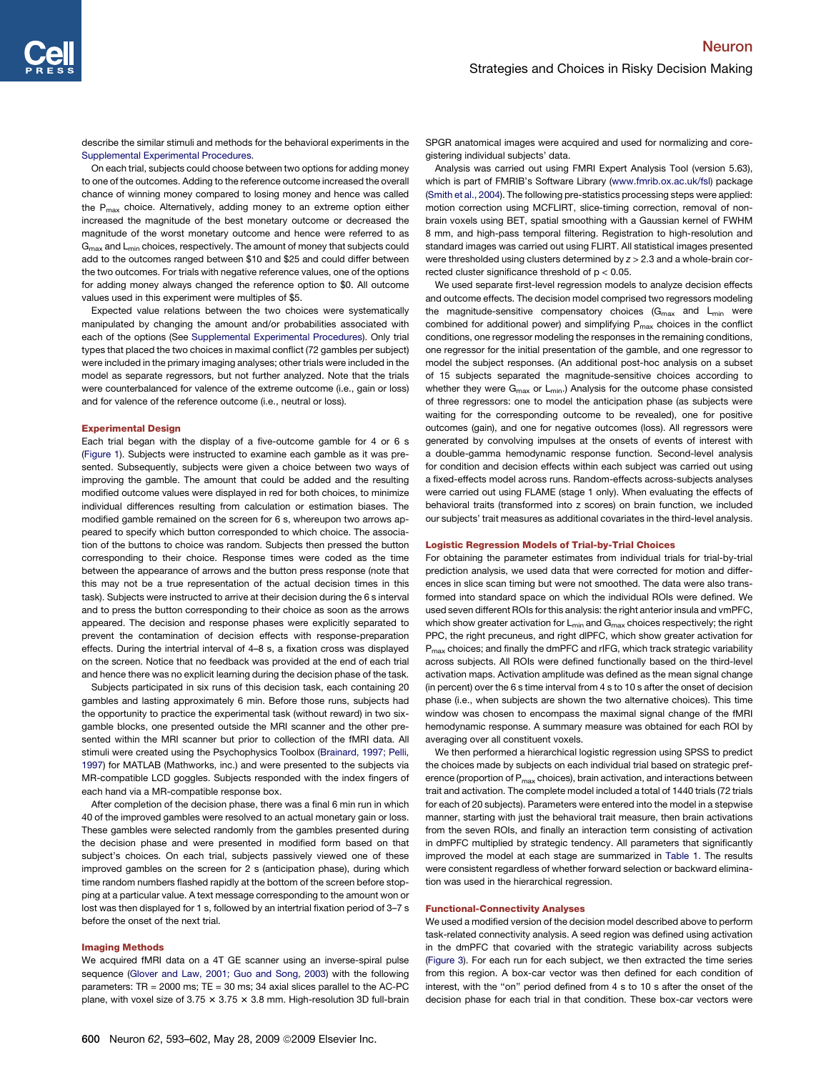describe the similar stimuli and methods for the behavioral experiments in the Supplemental Experimental Procedures.

On each trial, subjects could choose between two options for adding money to one of the outcomes. Adding to the reference outcome increased the overall chance of winning money compared to losing money and hence was called the $P_{max}$ choice. Alternatively, adding money to an extreme option either increased the magnitude of the best monetary outcome or decreased the magnitude of the worst monetary outcome and hence were referred to as $G_{max}$ and $L_{min}$ choices, respectively. The amount of money that subjects could add to the outcomes ranged between \$10 and \$25 and could differ between the two outcomes. For trials with negative reference values, one of the options for adding money always changed the reference option to \$0. All outcome values used in this experiment were multiples of \$5.

Expected value relations between the two choices were systematically manipulated by changing the amount and/or probabilities associated with each of the options (See Supplemental Experimental Procedures). Only trial types that placed the two choices in maximal conflict (72 gambles per subject) were included in the primary imaging analyses; other trials were included in the model as separate regressors, but not further analyzed. Note that the trials were counterbalanced for valence of the extreme outcome (i.e., gain or loss) and for valence of the reference outcome (i.e., neutral or loss).

## Experimental Design

Each trial began with the display of a five-outcome gamble for 4 or 6 s (Figure 1). Subjects were instructed to examine each gamble as it was presented. Subsequently, subjects were given a choice between two ways of improving the gamble. The amount that could be added and the resulting modified outcome values were displayed in red for both choices, to minimize individual differences resulting from calculation or estimation biases. The modified gamble remained on the screen for 6 s, whereupon two arrows appeared to specify which button corresponded to which choice. The association of the buttons to choice was random. Subjects then pressed the button corresponding to their choice. Response times were coded as the time between the appearance of arrows and the button press response (note that this may not be a true representation of the actual decision times in this task). Subjects were instructed to arrive at their decision during the 6 s interval and to press the button corresponding to their choice as soon as the arrows appeared. The decision and response phases were explicitly separated to prevent the contamination of decision effects with response-preparation effects. During the intertrial interval of 4–8 s, a fixation cross was displayed on the screen. Notice that no feedback was provided at the end of each trial and hence there was no explicit learning during the decision phase of the task.

Subjects participated in six runs of this decision task, each containing 20 gambles and lasting approximately 6 min. Before those runs, subjects had the opportunity to practice the experimental task (without reward) in two six-gamble blocks, one presented outside the MRI scanner and the other presented within the MRI scanner but prior to collection of the fMRI data. All stimuli were created using the Psychophysics Toolbox (Brainard, 1997; Pelli, 1997) for MATLAB (Mathworks, inc.) and were presented to the subjects via MR-compatible LCD goggles. Subjects responded with the index fingers of each hand via a MR-compatible response box.

After completion of the decision phase, there was a final 6 min run in which 40 of the improved gambles were resolved to an actual monetary gain or loss. These gambles were selected randomly from the gambles presented during the decision phase and were presented in modified form based on that subject's choices. On each trial, subjects passively viewed one of these improved gambles on the screen for 2 s (anticipation phase), during which time random numbers flashed rapidly at the bottom of the screen before stopping at a particular value. A text message corresponding to the amount won or lost was then displayed for 1 s, followed by an intertrial fixation period of 3–7 s before the onset of the next trial.

## Imaging Methods

We acquired fMRI data on a 4T GE scanner using an inverse-spiral pulse sequence (Glover and Law, 2001; Guo and Song, 2003) with the following parameters: TR = 2000 ms; TE = 30 ms; 34 axial slices parallel to the AC-PC plane, with voxel size of 3.75 × 3.75 × 3.8 mm. High-resolution 3D full-brain SPGR anatomical images were acquired and used for normalizing and coregistering individual subjects' data.

Analysis was carried out using FMRI Expert Analysis Tool (version 5.63), which is part of FMRIB's Software Library (www.fmrib.ox.ac.uk/fsl) package (Smith et al., 2004). The following pre-statistics processing steps were applied: motion correction using MCFLIRT, slice-timing correction, removal of nonbrain voxels using BET, spatial smoothing with a Gaussian kernel of FWHM 8 mm, and high-pass temporal filtering. Registration to high-resolution and standard images was carried out using FLIRT. All statistical images presented were thresholded using clusters determined by $z > 2.3$ and a whole-brain corrected cluster significance threshold of $p < 0.05$.

We used separate first-level regression models to analyze decision effects and outcome effects. The decision model comprised two regressors modeling the magnitude-sensitive compensatory choices ($G_{max}$ and $L_{min}$ were combined for additional power) and simplifying $P_{max}$ choices in the conflict conditions, one regressor modeling the responses in the remaining conditions, one regressor for the initial presentation of the gamble, and one regressor to model the subject responses. (An additional post-hoc analysis on a subset of 15 subjects separated the magnitude-sensitive choices according to whether they were $G_{max}$ or $L_{min}$.) Analysis for the outcome phase consisted of three regressors: one to model the anticipation phase (as subjects were waiting for the corresponding outcome to be revealed), one for positive outcomes (gain), and one for negative outcomes (loss). All regressors were generated by convolving impulses at the onsets of events of interest with a double-gamma hemodynamic response function. Second-level analysis for condition and decision effects within each subject was carried out using a fixed-effects model across runs. Random-effects across-subjects analyses were carried out using FLAME (stage 1 only). When evaluating the effects of behavioral traits (transformed into z scores) on brain function, we included our subjects' trait measures as additional covariates in the third-level analysis.

## Logistic Regression Models of Trial-by-Trial Choices

For obtaining the parameter estimates from individual trials for trial-by-trial prediction analysis, we used data that were corrected for motion and differences in slice scan timing but were not smoothed. The data were also transformed into standard space on which the individual ROIs were defined. We used seven different ROIs for this analysis: the right anterior insula and vmPFC, which show greater activation for $L_{min}$ and $G_{max}$ choices respectively; the right PPC, the right precuneus, and right dlPFC, which show greater activation for $P_{max}$ choices; and finally the dmPFC and rIFG, which track strategic variability across subjects. All ROIs were defined functionally based on the third-level activation maps. Activation amplitude was defined as the mean signal change (in percent) over the 6 s time interval from 4 s to 10 s after the onset of decision phase (i.e., when subjects are shown the two alternative choices). This time window was chosen to encompass the maximal signal change of the fMRI hemodynamic response. A summary measure was obtained for each ROI by averaging over all constituent voxels.

We then performed a hierarchical logistic regression using SPSS to predict the choices made by subjects on each individual trial based on strategic preference (proportion of $P_{max}$ choices), brain activation, and interactions between trait and activation. The complete model included a total of 1440 trials (72 trials for each of 20 subjects). Parameters were entered into the model in a stepwise manner, starting with just the behavioral trait measure, then brain activations from the seven ROIs, and finally an interaction term consisting of activation in dmPFC multiplied by strategic tendency. All parameters that significantly improved the model at each stage are summarized in Table 1. The results were consistent regardless of whether forward selection or backward elimination was used in the hierarchical regression.

## Functional-Connectivity Analyses

We used a modified version of the decision model described above to perform task-related connectivity analysis. A seed region was defined using activation in the dmPFC that covaried with the strategic variability across subjects (Figure 3). For each run for each subject, we then extracted the time series from this region. A box-car vector was then defined for each condition of interest, with the "on" period defined from 4 s to 10 s after the onset of the decision phase for each trial in that condition. These box-car vectors were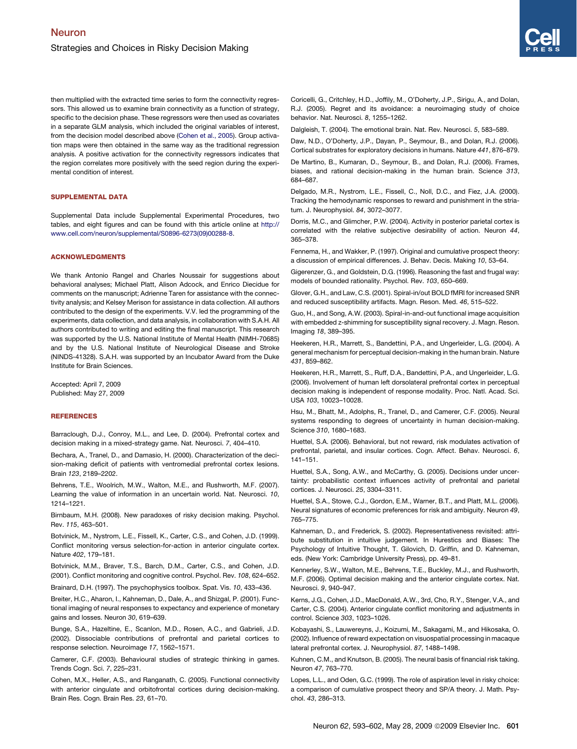then multiplied with the extracted time series to form the connectivity regressors. This allowed us to examine brain connectivity as a function of strategy, specific to the decision phase. These regressors were then used as covariates in a separate GLM analysis, which included the original variables of interest, from the decision model described above (Cohen et al., 2005). Group activation maps were then obtained in the same way as the traditional regression analysis. A positive activation for the connectivity regressors indicates that the region correlates more positively with the seed region during the experimental condition of interest.

## SUPPLEMENTAL DATA

Supplemental Data include Supplemental Experimental Procedures, two tables, and eight figures and can be found with this article online at http://www.cell.com/neuron/supplemental/S0896-6273(09)00288-8.

## ACKNOWLEDGMENTS

We thank Antonio Rangel and Charles Noussair for suggestions about behavioral analyses; Michael Platt, Alison Adcock, and Enrico Diecidue for comments on the manuscript; Adrienne Taren for assistance with the connectivity analysis; and Kelsey Merison for assistance in data collection. All authors contributed to the design of the experiments. V.V. led the programming of the experiments, data collection, and data analysis, in collaboration with S.A.H. All authors contributed to writing and editing the final manuscript. This research was supported by the U.S. National Institute of Mental Health (NIMH-70685) and by the U.S. National Institute of Neurological Disease and Stroke (NINDS-41328). S.A.H. was supported by an Incubator Award from the Duke Institute for Brain Sciences.

Accepted: April 7, 2009
Published: May 27, 2009

## REFERENCES

Barraclough, D.J., Conroy, M.L., and Lee, D. (2004). Prefrontal cortex and decision making in a mixed-strategy game. Nat. Neurosci. *7*, 404–410.

Bechara, A., Tranel, D., and Damasio, H. (2000). Characterization of the decision-making deficit of patients with ventromedial prefrontal cortex lesions. Brain *123*, 2189–2202.

Behrens, T.E., Woolrich, M.W., Walton, M.E., and Rushworth, M.F. (2007). Learning the value of information in an uncertain world. Nat. Neurosci. *10*, 1214–1221.

Birnbaum, M.H. (2008). New paradoxes of risky decision making. Psychol. Rev. *115*, 463–501.

Botvinick, M., Nystrom, L.E., Fissell, K., Carter, C.S., and Cohen, J.D. (1999). Conflict monitoring versus selection-for-action in anterior cingulate cortex. Nature *402*, 179–181.

Botvinick, M.M., Braver, T.S., Barch, D.M., Carter, C.S., and Cohen, J.D. (2001). Conflict monitoring and cognitive control. Psychol. Rev. *108*, 624–652.

Brainard, D.H. (1997). The psychophysics toolbox. Spat. Vis. *10*, 433–436.

Breiter, H.C., Aharon, I., Kahneman, D., Dale, A., and Shizgal, P. (2001). Functional imaging of neural responses to expectancy and experience of monetary gains and losses. Neuron *30*, 619–639.

Bunge, S.A., Hazeltine, E., Scanlon, M.D., Rosen, A.C., and Gabrieli, J.D. (2002). Dissociable contributions of prefrontal and parietal cortices to response selection. Neuroimage *17*, 1562–1571.

Camerer, C.F. (2003). Behavioural studies of strategic thinking in games. Trends Cogn. Sci. *7*, 225–231.

Cohen, M.X., Heller, A.S., and Ranganath, C. (2005). Functional connectivity with anterior cingulate and orbitofrontal cortices during decision-making. Brain Res. Cogn. Brain Res. *23*, 61–70.

Coricelli, G., Critchley, H.D., Joffily, M., O'Doherty, J.P., Sirigu, A., and Dolan, R.J. (2005). Regret and its avoidance: a neuroimaging study of choice behavior. Nat. Neurosci. *8*, 1255–1262.

Dalgleish, T. (2004). The emotional brain. Nat. Rev. Neurosci. *5*, 583–589.

Daw, N.D., O'Doherty, J.P., Dayan, P., Seymour, B., and Dolan, R.J. (2006). Cortical substrates for exploratory decisions in humans. Nature *441*, 876–879.

De Martino, B., Kumaran, D., Seymour, B., and Dolan, R.J. (2006). Frames, biases, and rational decision-making in the human brain. Science *313*, 684–687.

Delgado, M.R., Nystrom, L.E., Fissell, C., Noll, D.C., and Fiez, J.A. (2000). Tracking the hemodynamic responses to reward and punishment in the striatum. J. Neurophysiol. *84*, 3072–3077.

Dorris, M.C., and Glimcher, P.W. (2004). Activity in posterior parietal cortex is correlated with the relative subjective desirability of action. Neuron *44*, 365–378.

Fennema, H., and Wakker, P. (1997). Original and cumulative prospect theory: a discussion of empirical differences. J. Behav. Decis. Making *10*, 53–64.

Gigerenzer, G., and Goldstein, D.G. (1996). Reasoning the fast and frugal way: models of bounded rationality. Psychol. Rev. *103*, 650–669.

Glover, G.H., and Law, C.S. (2001). Spiral-in/out BOLD fMRI for increased SNR and reduced susceptibility artifacts. Magn. Reson. Med. *46*, 515–522.

Guo, H., and Song, A.W. (2003). Spiral-in-and-out functional image acquisition with embedded z-shimming for susceptibility signal recovery. J. Magn. Reson. Imaging *18*, 389–395.

Heekeren, H.R., Marrett, S., Bandettini, P.A., and Ungerleider, L.G. (2004). A general mechanism for perceptual decision-making in the human brain. Nature *431*, 859–862.

Heekeren, H.R., Marrett, S., Ruff, D.A., Bandettini, P.A., and Ungerleider, L.G. (2006). Involvement of human left dorsolateral prefrontal cortex in perceptual decision making is independent of response modality. Proc. Natl. Acad. Sci. USA *103*, 10023–10028.

Hsu, M., Bhatt, M., Adolphs, R., Tranel, D., and Camerer, C.F. (2005). Neural systems responding to degrees of uncertainty in human decision-making. Science *310*, 1680–1683.

Huettel, S.A. (2006). Behavioral, but not reward, risk modulates activation of prefrontal, parietal, and insular cortices. Cogn. Affect. Behav. Neurosci. *6*, 141–151.

Huettel, S.A., Song, A.W., and McCarthy, G. (2005). Decisions under uncertainty: probabilistic context influences activity of prefrontal and parietal cortices. J. Neurosci. *25*, 3304–3311.

Huettel, S.A., Stowe, C.J., Gordon, E.M., Warner, B.T., and Platt, M.L. (2006). Neural signatures of economic preferences for risk and ambiguity. Neuron *49*, 765–775.

Kahneman, D., and Frederick, S. (2002). Representativeness revisited: attribute substitution in intuitive judgement. In Hurestics and Biases: The Psychology of Intuitive Thought, T. Gilovich, D. Griffin, and D. Kahneman, eds. (New York: Cambridge University Press), pp. 49–81.

Kennerley, S.W., Walton, M.E., Behrens, T.E., Buckley, M.J., and Rushworth, M.F. (2006). Optimal decision making and the anterior cingulate cortex. Nat. Neurosci. *9*, 940–947.

Kerns, J.G., Cohen, J.D., MacDonald, A.W., 3rd, Cho, R.Y., Stenger, V.A., and Carter, C.S. (2004). Anterior cingulate conflict monitoring and adjustments in control. Science *303*, 1023–1026.

Kobayashi, S., Lauwereyns, J., Koizumi, M., Sakagami, M., and Hikosaka, O. (2002). Influence of reward expectation on visuospatial processing in macaque lateral prefrontal cortex. J. Neurophysiol. *87*, 1488–1498.

Kuhnen, C.M., and Knutson, B. (2005). The neural basis of financial risk taking. Neuron *47*, 763–770.

Lopes, L.L., and Oden, G.C. (1999). The role of aspiration level in risky choice: a comparison of cumulative prospect theory and SP/A theory. J. Math. Psychol. *43*, 286–313.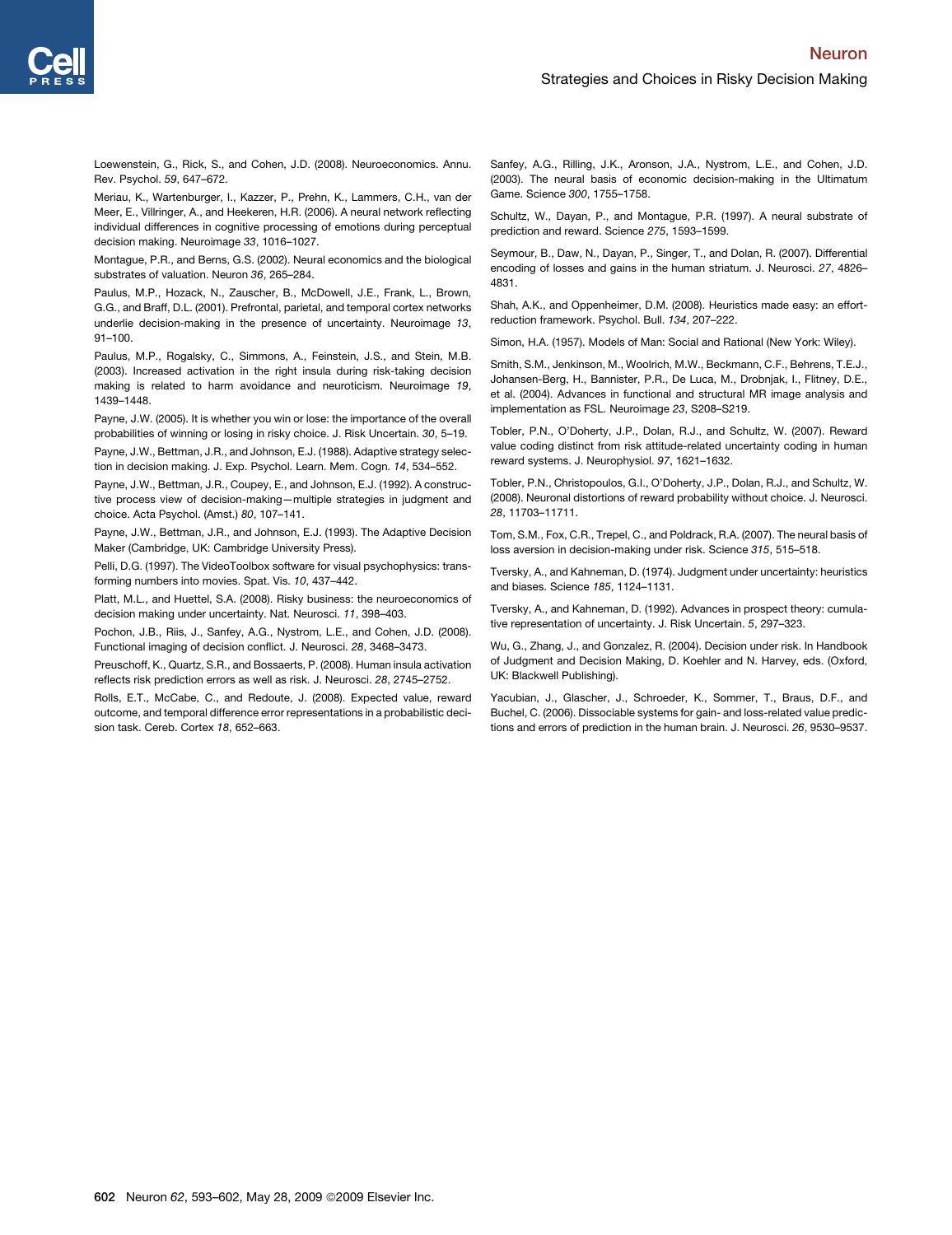Loewenstein, G., Rick, S., and Cohen, J.D. (2008). Neuroeconomics. Annu. Rev. Psychol. *59*, 647–672.

Meriau, K., Wartenburger, I., Kazzer, P., Prehn, K., Lammers, C.H., van der Meer, E., Villringer, A., and Heekeren, H.R. (2006). A neural network reflecting individual differences in cognitive processing of emotions during perceptual decision making. Neuroimage *33*, 1016–1027.

Montague, P.R., and Berns, G.S. (2002). Neural economics and the biological substrates of valuation. Neuron *36*, 265–284.

Paulus, M.P., Hozack, N., Zauscher, B., McDowell, J.E., Frank, L., Brown, G.G., and Braff, D.L. (2001). Prefrontal, parietal, and temporal cortex networks underlie decision-making in the presence of uncertainty. Neuroimage *13*, 91–100.

Paulus, M.P., Rogalsky, C., Simmons, A., Feinstein, J.S., and Stein, M.B. (2003). Increased activation in the right insula during risk-taking decision making is related to harm avoidance and neuroticism. Neuroimage *19*, 1439–1448.

Payne, J.W. (2005). It is whether you win or lose: the importance of the overall probabilities of winning or losing in risky choice. J. Risk Uncertain. *30*, 5–19.

Payne, J.W., Bettman, J.R., and Johnson, E.J. (1988). Adaptive strategy selection in decision making. J. Exp. Psychol. Learn. Mem. Cogn. *14*, 534–552.

Payne, J.W., Bettman, J.R., Coupey, E., and Johnson, E.J. (1992). A constructive process view of decision-making—multiple strategies in judgment and choice. Acta Psychol. (Amst.) *80*, 107–141.

Payne, J.W., Bettman, J.R., and Johnson, E.J. (1993). The Adaptive Decision Maker (Cambridge, UK: Cambridge University Press).

Pelli, D.G. (1997). The VideoToolbox software for visual psychophysics: transforming numbers into movies. Spat. Vis. *10*, 437–442.

Platt, M.L., and Huettel, S.A. (2008). Risky business: the neuroeconomics of decision making under uncertainty. Nat. Neurosci. *11*, 398–403.

Pochon, J.B., Riis, J., Sanfey, A.G., Nystrom, L.E., and Cohen, J.D. (2008). Functional imaging of decision conflict. J. Neurosci. *28*, 3468–3473.

Preuschoff, K., Quartz, S.R., and Bossaerts, P. (2008). Human insula activation reflects risk prediction errors as well as risk. J. Neurosci. *28*, 2745–2752.

Rolls, E.T., McCabe, C., and Redoute, J. (2008). Expected value, reward outcome, and temporal difference error representations in a probabilistic decision task. Cereb. Cortex *18*, 652–663.

Sanfey, A.G., Rilling, J.K., Aronson, J.A., Nystrom, L.E., and Cohen, J.D. (2003). The neural basis of economic decision-making in the Ultimatum Game. Science *300*, 1755–1758.

Schultz, W., Dayan, P., and Montague, P.R. (1997). A neural substrate of prediction and reward. Science *275*, 1593–1599.

Seymour, B., Daw, N., Dayan, P., Singer, T., and Dolan, R. (2007). Differential encoding of losses and gains in the human striatum. J. Neurosci. *27*, 4826–4831.

Shah, A.K., and Oppenheimer, D.M. (2008). Heuristics made easy: an effort-reduction framework. Psychol. Bull. *134*, 207–222.

Simon, H.A. (1957). Models of Man: Social and Rational (New York: Wiley).

Smith, S.M., Jenkinson, M., Woolrich, M.W., Beckmann, C.F., Behrens, T.E.J., Johansen-Berg, H., Bannister, P.R., De Luca, M., Drobnjak, I., Flitney, D.E., et al. (2004). Advances in functional and structural MR image analysis and implementation as FSL. Neuroimage *23*, S208–S219.

Tobler, P.N., O'Doherty, J.P., Dolan, R.J., and Schultz, W. (2007). Reward value coding distinct from risk attitude-related uncertainty coding in human reward systems. J. Neurophysiol. *97*, 1621–1632.

Tobler, P.N., Christopoulos, G.I., O'Doherty, J.P., Dolan, R.J., and Schultz, W. (2008). Neuronal distortions of reward probability without choice. J. Neurosci. *28*, 11703–11711.

Tom, S.M., Fox, C.R., Trepel, C., and Poldrack, R.A. (2007). The neural basis of loss aversion in decision-making under risk. Science *315*, 515–518.

Tversky, A., and Kahneman, D. (1974). Judgment under uncertainty: heuristics and biases. Science *185*, 1124–1131.

Tversky, A., and Kahneman, D. (1992). Advances in prospect theory: cumulative representation of uncertainty. J. Risk Uncertain. *5*, 297–323.

Wu, G., Zhang, J., and Gonzalez, R. (2004). Decision under risk. In Handbook of Judgment and Decision Making, D. Koehler and N. Harvey, eds. (Oxford, UK: Blackwell Publishing).

Yacubian, J., Glascher, J., Schroeder, K., Sommer, T., Braus, D.F., and Buchel, C. (2006). Dissociable systems for gain- and loss-related value predictions and errors of prediction in the human brain. J. Neurosci. *26*, 9530–9537.